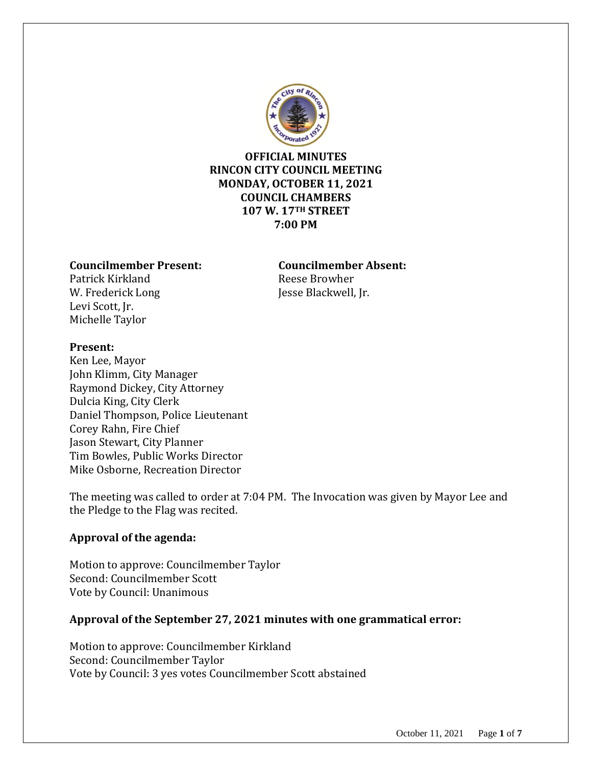**OFFICIAL MINUTES**
**RINCON CITY COUNCIL MEETING**
**MONDAY, OCTOBER 11, 2021**
**COUNCIL CHAMBERS**
**107 W. 17TH STREET**
**7:00 PM**

**Councilmember Present:**
Patrick Kirkland
W. Frederick Long
Levi Scott, Jr.
Michelle Taylor

**Councilmember Absent:**
Reese Browher
Jesse Blackwell, Jr.

**Present:**
Ken Lee, Mayor
John Klimm, City Manager
Raymond Dickey, City Attorney
Dulcia King, City Clerk
Daniel Thompson, Police Lieutenant
Corey Rahn, Fire Chief
Jason Stewart, City Planner
Tim Bowles, Public Works Director
Mike Osborne, Recreation Director

The meeting was called to order at 7:04 PM. The Invocation was given by Mayor Lee and the Pledge to the Flag was recited.

**Approval of the agenda:**

Motion to approve: Councilmember Taylor
Second: Councilmember Scott
Vote by Council: Unanimous

**Approval of the September 27, 2021 minutes with one grammatical error:**

Motion to approve: Councilmember Kirkland
Second: Councilmember Taylor
Vote by Council: 3 yes votes Councilmember Scott abstained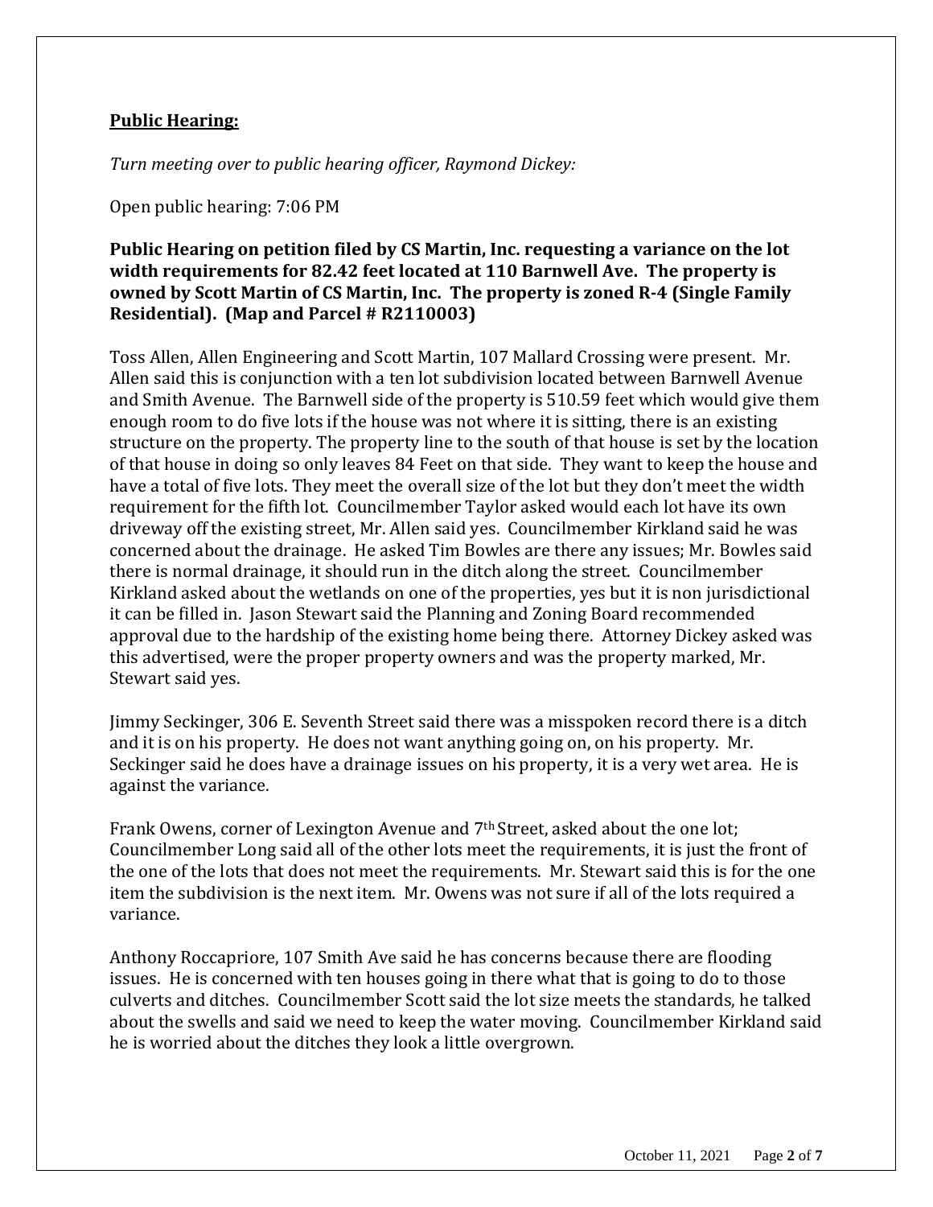**Public Hearing:**

*Turn meeting over to public hearing officer, Raymond Dickey:*

Open public hearing: 7:06 PM

**Public Hearing on petition filed by CS Martin, Inc. requesting a variance on the lot width requirements for 82.42 feet located at 110 Barnwell Ave. The property is owned by Scott Martin of CS Martin, Inc. The property is zoned R-4 (Single Family Residential). (Map and Parcel # R2110003)**

Toss Allen, Allen Engineering and Scott Martin, 107 Mallard Crossing were present. Mr. Allen said this is conjunction with a ten lot subdivision located between Barnwell Avenue and Smith Avenue. The Barnwell side of the property is 510.59 feet which would give them enough room to do five lots if the house was not where it is sitting, there is an existing structure on the property. The property line to the south of that house is set by the location of that house in doing so only leaves 84 Feet on that side. They want to keep the house and have a total of five lots. They meet the overall size of the lot but they don't meet the width requirement for the fifth lot. Councilmember Taylor asked would each lot have its own driveway off the existing street, Mr. Allen said yes. Councilmember Kirkland said he was concerned about the drainage. He asked Tim Bowles are there any issues; Mr. Bowles said there is normal drainage, it should run in the ditch along the street. Councilmember Kirkland asked about the wetlands on one of the properties, yes but it is non jurisdictional it can be filled in. Jason Stewart said the Planning and Zoning Board recommended approval due to the hardship of the existing home being there. Attorney Dickey asked was this advertised, were the proper property owners and was the property marked, Mr. Stewart said yes.

Jimmy Seckinger, 306 E. Seventh Street said there was a misspoken record there is a ditch and it is on his property. He does not want anything going on, on his property. Mr. Seckinger said he does have a drainage issues on his property, it is a very wet area. He is against the variance.

Frank Owens, corner of Lexington Avenue and 7th Street, asked about the one lot; Councilmember Long said all of the other lots meet the requirements, it is just the front of the one of the lots that does not meet the requirements. Mr. Stewart said this is for the one item the subdivision is the next item. Mr. Owens was not sure if all of the lots required a variance.

Anthony Roccapriore, 107 Smith Ave said he has concerns because there are flooding issues. He is concerned with ten houses going in there what that is going to do to those culverts and ditches. Councilmember Scott said the lot size meets the standards, he talked about the swells and said we need to keep the water moving. Councilmember Kirkland said he is worried about the ditches they look a little overgrown.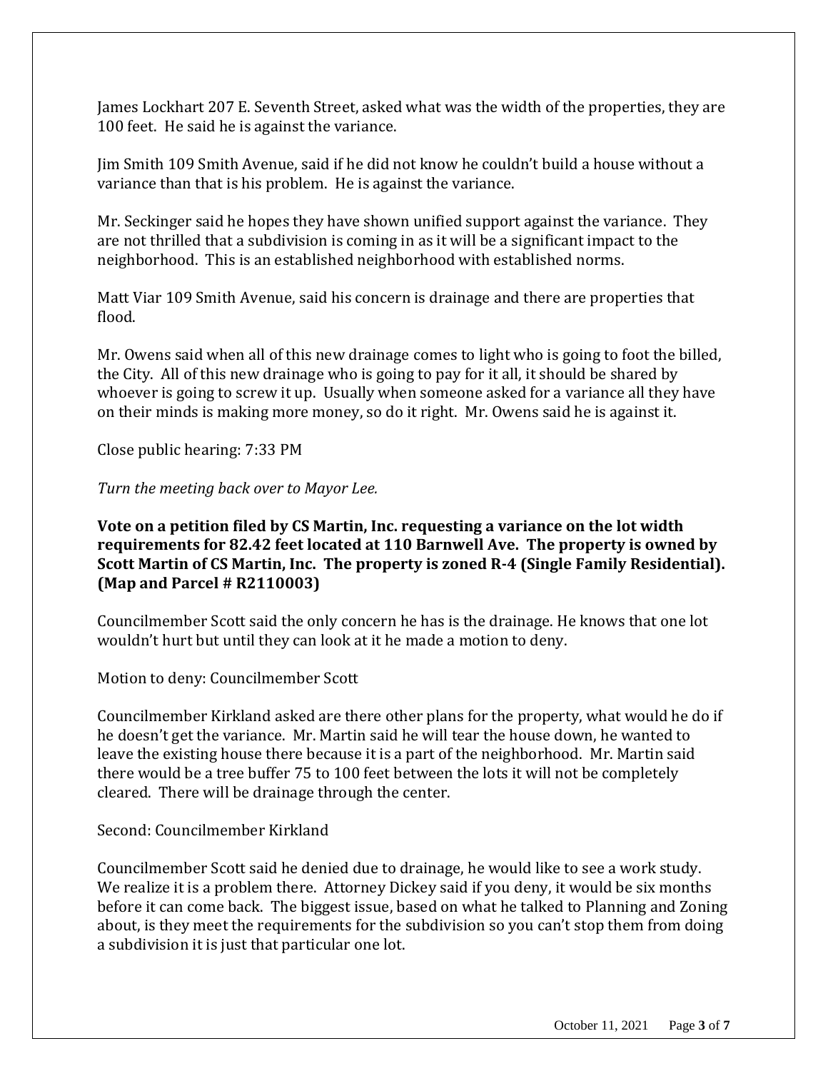James Lockhart 207 E. Seventh Street, asked what was the width of the properties, they are 100 feet. He said he is against the variance.

Jim Smith 109 Smith Avenue, said if he did not know he couldn't build a house without a variance than that is his problem. He is against the variance.

Mr. Seckinger said he hopes they have shown unified support against the variance. They are not thrilled that a subdivision is coming in as it will be a significant impact to the neighborhood. This is an established neighborhood with established norms.

Matt Viar 109 Smith Avenue, said his concern is drainage and there are properties that flood.

Mr. Owens said when all of this new drainage comes to light who is going to foot the billed, the City. All of this new drainage who is going to pay for it all, it should be shared by whoever is going to screw it up. Usually when someone asked for a variance all they have on their minds is making more money, so do it right. Mr. Owens said he is against it.

Close public hearing: 7:33 PM

*Turn the meeting back over to Mayor Lee.*

**Vote on a petition filed by CS Martin, Inc. requesting a variance on the lot width requirements for 82.42 feet located at 110 Barnwell Ave. The property is owned by Scott Martin of CS Martin, Inc. The property is zoned R-4 (Single Family Residential). (Map and Parcel # R2110003)**

Councilmember Scott said the only concern he has is the drainage. He knows that one lot wouldn't hurt but until they can look at it he made a motion to deny.

Motion to deny: Councilmember Scott

Councilmember Kirkland asked are there other plans for the property, what would he do if he doesn't get the variance. Mr. Martin said he will tear the house down, he wanted to leave the existing house there because it is a part of the neighborhood. Mr. Martin said there would be a tree buffer 75 to 100 feet between the lots it will not be completely cleared. There will be drainage through the center.

Second: Councilmember Kirkland

Councilmember Scott said he denied due to drainage, he would like to see a work study. We realize it is a problem there. Attorney Dickey said if you deny, it would be six months before it can come back. The biggest issue, based on what he talked to Planning and Zoning about, is they meet the requirements for the subdivision so you can't stop them from doing a subdivision it is just that particular one lot.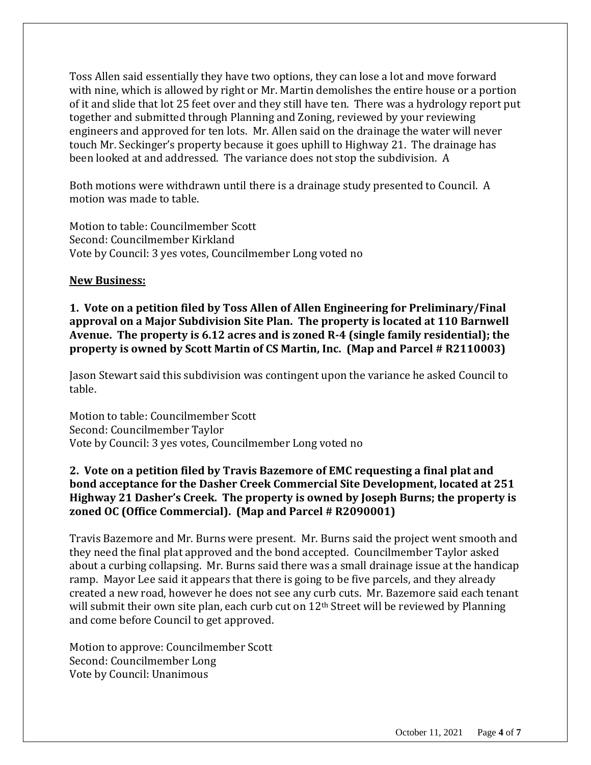Toss Allen said essentially they have two options, they can lose a lot and move forward with nine, which is allowed by right or Mr. Martin demolishes the entire house or a portion of it and slide that lot 25 feet over and they still have ten. There was a hydrology report put together and submitted through Planning and Zoning, reviewed by your reviewing engineers and approved for ten lots. Mr. Allen said on the drainage the water will never touch Mr. Seckinger's property because it goes uphill to Highway 21. The drainage has been looked at and addressed. The variance does not stop the subdivision. A

Both motions were withdrawn until there is a drainage study presented to Council. A motion was made to table.

Motion to table: Councilmember Scott
Second: Councilmember Kirkland
Vote by Council: 3 yes votes, Councilmember Long voted no

**New Business:**

**1. Vote on a petition filed by Toss Allen of Allen Engineering for Preliminary/Final approval on a Major Subdivision Site Plan. The property is located at 110 Barnwell Avenue. The property is 6.12 acres and is zoned R-4 (single family residential); the property is owned by Scott Martin of CS Martin, Inc. (Map and Parcel # R2110003)**

Jason Stewart said this subdivision was contingent upon the variance he asked Council to table.

Motion to table: Councilmember Scott
Second: Councilmember Taylor
Vote by Council: 3 yes votes, Councilmember Long voted no

**2. Vote on a petition filed by Travis Bazemore of EMC requesting a final plat and bond acceptance for the Dasher Creek Commercial Site Development, located at 251 Highway 21 Dasher's Creek. The property is owned by Joseph Burns; the property is zoned OC (Office Commercial). (Map and Parcel # R2090001)**

Travis Bazemore and Mr. Burns were present. Mr. Burns said the project went smooth and they need the final plat approved and the bond accepted. Councilmember Taylor asked about a curbing collapsing. Mr. Burns said there was a small drainage issue at the handicap ramp. Mayor Lee said it appears that there is going to be five parcels, and they already created a new road, however he does not see any curb cuts. Mr. Bazemore said each tenant will submit their own site plan, each curb cut on 12th Street will be reviewed by Planning and come before Council to get approved.

Motion to approve: Councilmember Scott
Second: Councilmember Long
Vote by Council: Unanimous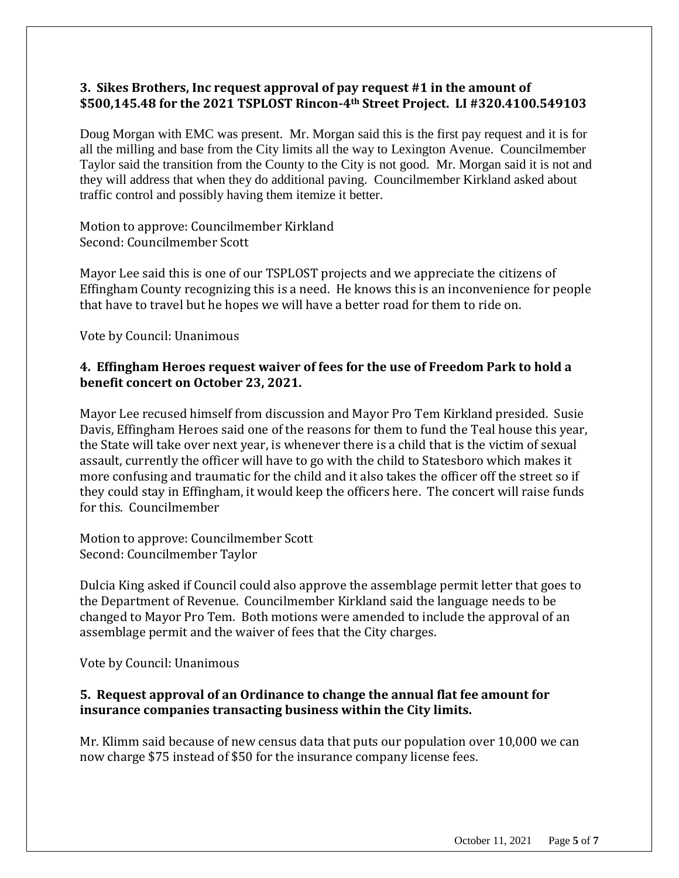### 3. Sikes Brothers, Inc request approval of pay request #1 in the amount of $500,145.48 for the 2021 TSPLOST Rincon-4th Street Project. LI #320.4100.549103

Doug Morgan with EMC was present. Mr. Morgan said this is the first pay request and it is for all the milling and base from the City limits all the way to Lexington Avenue. Councilmember Taylor said the transition from the County to the City is not good. Mr. Morgan said it is not and they will address that when they do additional paving. Councilmember Kirkland asked about traffic control and possibly having them itemize it better.

Motion to approve: Councilmember Kirkland
Second: Councilmember Scott

Mayor Lee said this is one of our TSPLOST projects and we appreciate the citizens of Effingham County recognizing this is a need. He knows this is an inconvenience for people that have to travel but he hopes we will have a better road for them to ride on.

Vote by Council: Unanimous

### 4. Effingham Heroes request waiver of fees for the use of Freedom Park to hold a benefit concert on October 23, 2021.

Mayor Lee recused himself from discussion and Mayor Pro Tem Kirkland presided. Susie Davis, Effingham Heroes said one of the reasons for them to fund the Teal house this year, the State will take over next year, is whenever there is a child that is the victim of sexual assault, currently the officer will have to go with the child to Statesboro which makes it more confusing and traumatic for the child and it also takes the officer off the street so if they could stay in Effingham, it would keep the officers here. The concert will raise funds for this. Councilmember

Motion to approve: Councilmember Scott
Second: Councilmember Taylor

Dulcia King asked if Council could also approve the assemblage permit letter that goes to the Department of Revenue. Councilmember Kirkland said the language needs to be changed to Mayor Pro Tem. Both motions were amended to include the approval of an assemblage permit and the waiver of fees that the City charges.

Vote by Council: Unanimous

### 5. Request approval of an Ordinance to change the annual flat fee amount for insurance companies transacting business within the City limits.

Mr. Klimm said because of new census data that puts our population over 10,000 we can now charge $75 instead of $50 for the insurance company license fees.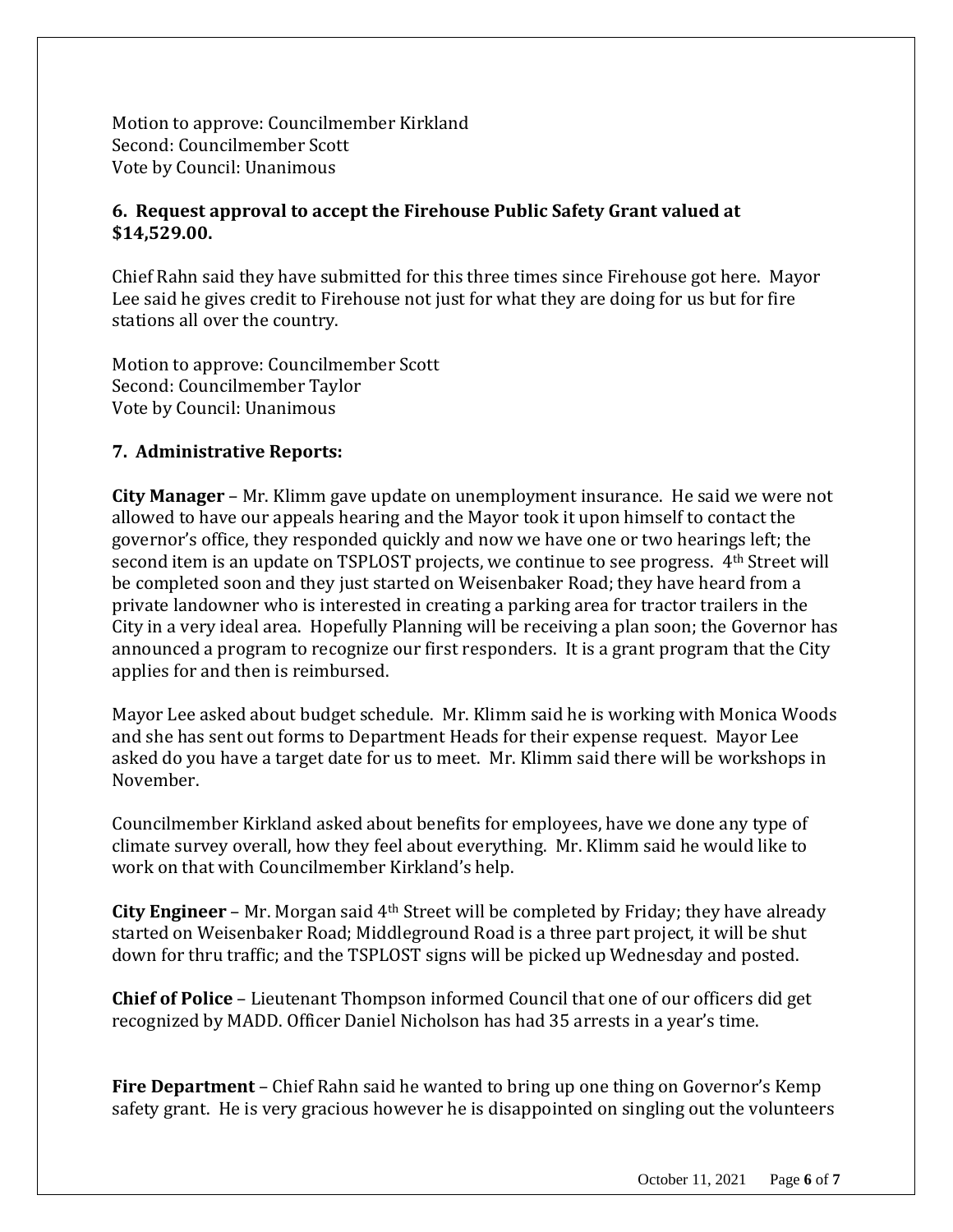Motion to approve: Councilmember Kirkland
Second: Councilmember Scott
Vote by Council: Unanimous

**6. Request approval to accept the Firehouse Public Safety Grant valued at $14,529.00.**

Chief Rahn said they have submitted for this three times since Firehouse got here. Mayor Lee said he gives credit to Firehouse not just for what they are doing for us but for fire stations all over the country.

Motion to approve: Councilmember Scott
Second: Councilmember Taylor
Vote by Council: Unanimous

**7. Administrative Reports:**

**City Manager** – Mr. Klimm gave update on unemployment insurance. He said we were not allowed to have our appeals hearing and the Mayor took it upon himself to contact the governor's office, they responded quickly and now we have one or two hearings left; the second item is an update on TSPLOST projects, we continue to see progress. 4th Street will be completed soon and they just started on Weisenbaker Road; they have heard from a private landowner who is interested in creating a parking area for tractor trailers in the City in a very ideal area. Hopefully Planning will be receiving a plan soon; the Governor has announced a program to recognize our first responders. It is a grant program that the City applies for and then is reimbursed.

Mayor Lee asked about budget schedule. Mr. Klimm said he is working with Monica Woods and she has sent out forms to Department Heads for their expense request. Mayor Lee asked do you have a target date for us to meet. Mr. Klimm said there will be workshops in November.

Councilmember Kirkland asked about benefits for employees, have we done any type of climate survey overall, how they feel about everything. Mr. Klimm said he would like to work on that with Councilmember Kirkland's help.

**City Engineer** – Mr. Morgan said 4th Street will be completed by Friday; they have already started on Weisenbaker Road; Middleground Road is a three part project, it will be shut down for thru traffic; and the TSPLOST signs will be picked up Wednesday and posted.

**Chief of Police** – Lieutenant Thompson informed Council that one of our officers did get recognized by MADD. Officer Daniel Nicholson has had 35 arrests in a year's time.

**Fire Department** – Chief Rahn said he wanted to bring up one thing on Governor's Kemp safety grant. He is very gracious however he is disappointed on singling out the volunteers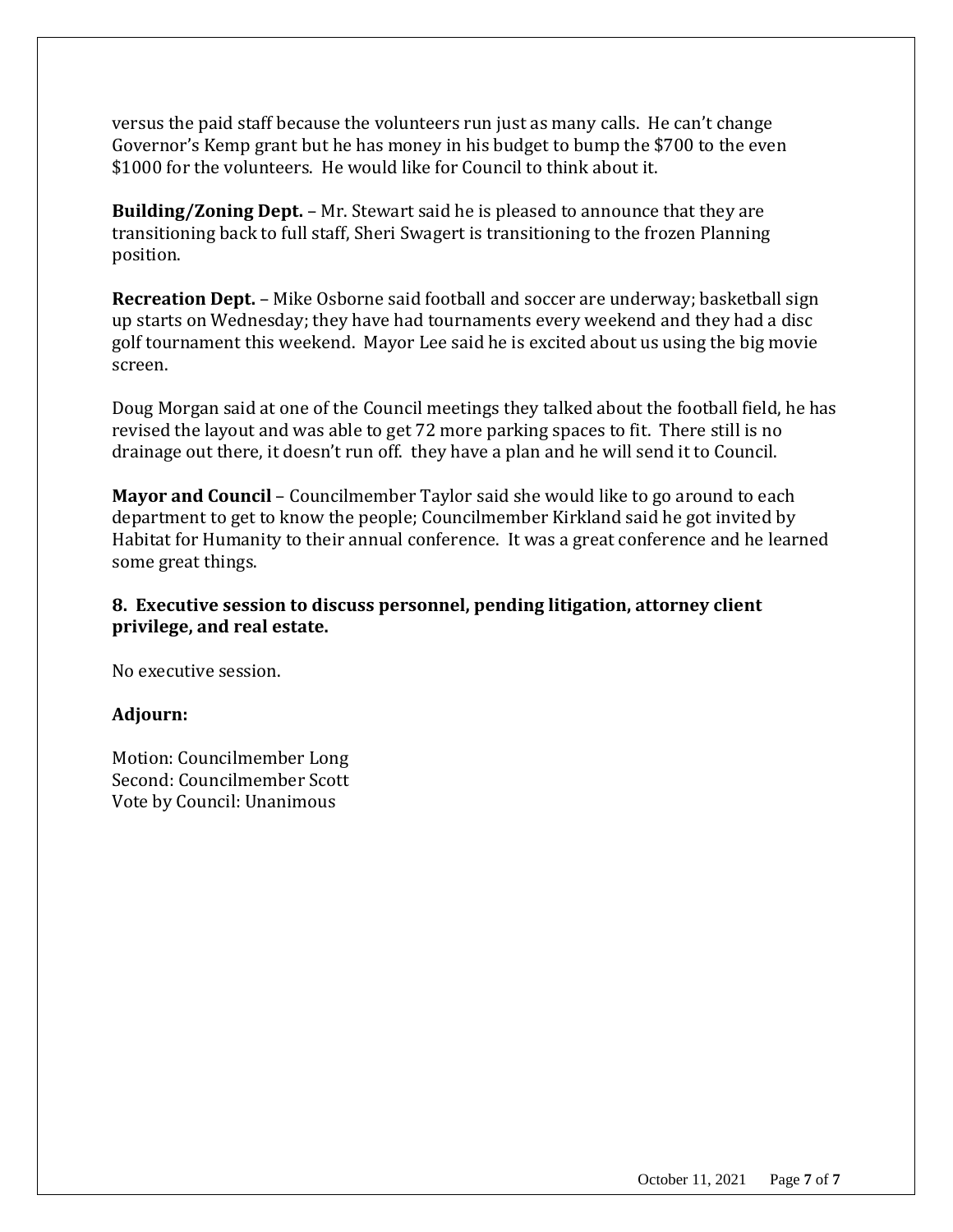versus the paid staff because the volunteers run just as many calls. He can't change Governor's Kemp grant but he has money in his budget to bump the $700 to the even $1000 for the volunteers. He would like for Council to think about it.

**Building/Zoning Dept.** – Mr. Stewart said he is pleased to announce that they are transitioning back to full staff, Sheri Swagert is transitioning to the frozen Planning position.

**Recreation Dept.** – Mike Osborne said football and soccer are underway; basketball sign up starts on Wednesday; they have had tournaments every weekend and they had a disc golf tournament this weekend. Mayor Lee said he is excited about us using the big movie screen.

Doug Morgan said at one of the Council meetings they talked about the football field, he has revised the layout and was able to get 72 more parking spaces to fit. There still is no drainage out there, it doesn't run off. they have a plan and he will send it to Council.

**Mayor and Council** – Councilmember Taylor said she would like to go around to each department to get to know the people; Councilmember Kirkland said he got invited by Habitat for Humanity to their annual conference. It was a great conference and he learned some great things.

**8. Executive session to discuss personnel, pending litigation, attorney client privilege, and real estate.**

No executive session.

**Adjourn:**

Motion: Councilmember Long
Second: Councilmember Scott
Vote by Council: Unanimous